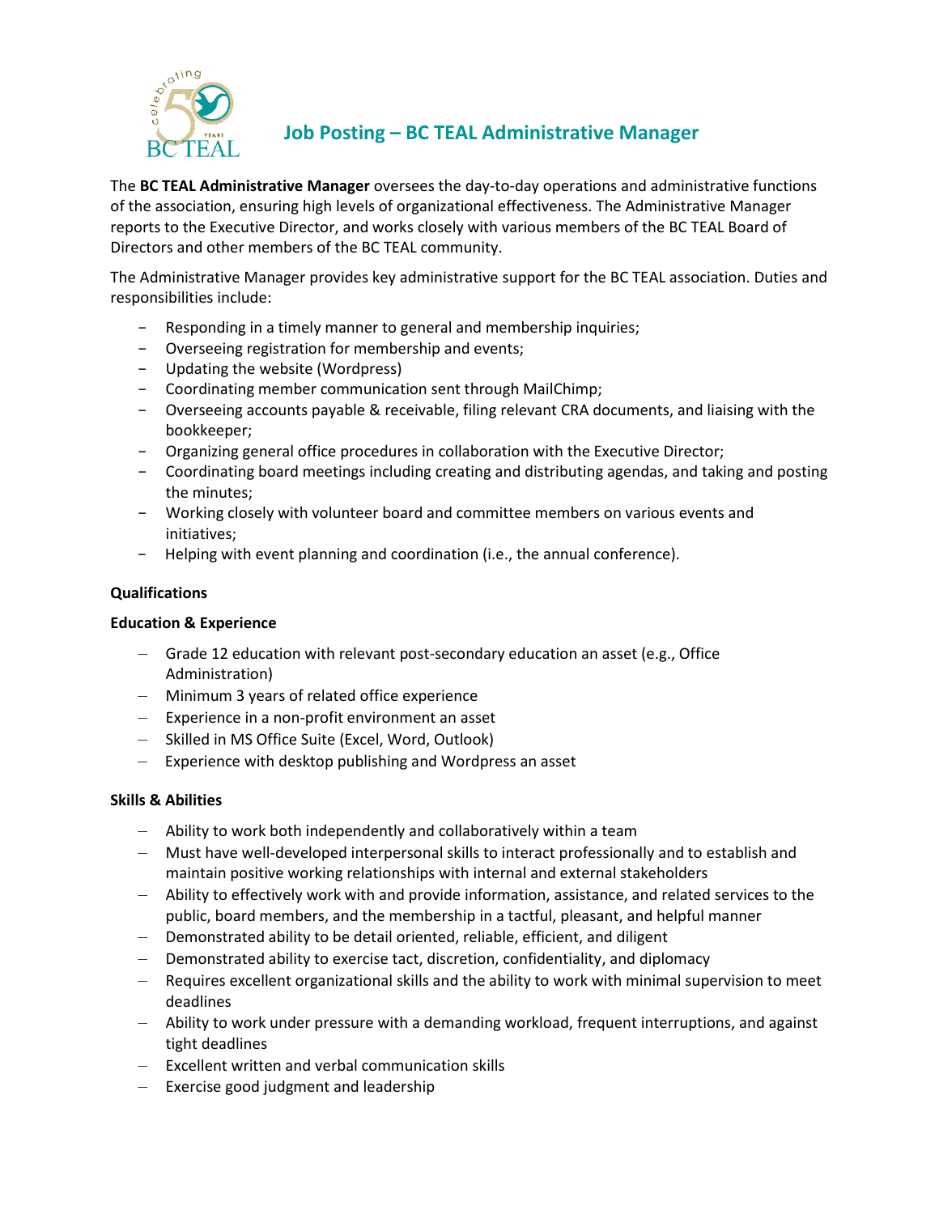# Job Posting – BC TEAL Administrative Manager

The **BC TEAL Administrative Manager** oversees the day-to-day operations and administrative functions of the association, ensuring high levels of organizational effectiveness. The Administrative Manager reports to the Executive Director, and works closely with various members of the BC TEAL Board of Directors and other members of the BC TEAL community.

The Administrative Manager provides key administrative support for the BC TEAL association. Duties and responsibilities include:

- Responding in a timely manner to general and membership inquiries;
- Overseeing registration for membership and events;
- Updating the website (Wordpress)
- Coordinating member communication sent through MailChimp;
- Overseeing accounts payable & receivable, filing relevant CRA documents, and liaising with the bookkeeper;
- Organizing general office procedures in collaboration with the Executive Director;
- Coordinating board meetings including creating and distributing agendas, and taking and posting the minutes;
- Working closely with volunteer board and committee members on various events and initiatives;
- Helping with event planning and coordination (i.e., the annual conference).

**Qualifications**

**Education & Experience**

- Grade 12 education with relevant post-secondary education an asset (e.g., Office Administration)
- Minimum 3 years of related office experience
- Experience in a non-profit environment an asset
- Skilled in MS Office Suite (Excel, Word, Outlook)
- Experience with desktop publishing and Wordpress an asset

**Skills & Abilities**

- Ability to work both independently and collaboratively within a team
- Must have well-developed interpersonal skills to interact professionally and to establish and maintain positive working relationships with internal and external stakeholders
- Ability to effectively work with and provide information, assistance, and related services to the public, board members, and the membership in a tactful, pleasant, and helpful manner
- Demonstrated ability to be detail oriented, reliable, efficient, and diligent
- Demonstrated ability to exercise tact, discretion, confidentiality, and diplomacy
- Requires excellent organizational skills and the ability to work with minimal supervision to meet deadlines
- Ability to work under pressure with a demanding workload, frequent interruptions, and against tight deadlines
- Excellent written and verbal communication skills
- Exercise good judgment and leadership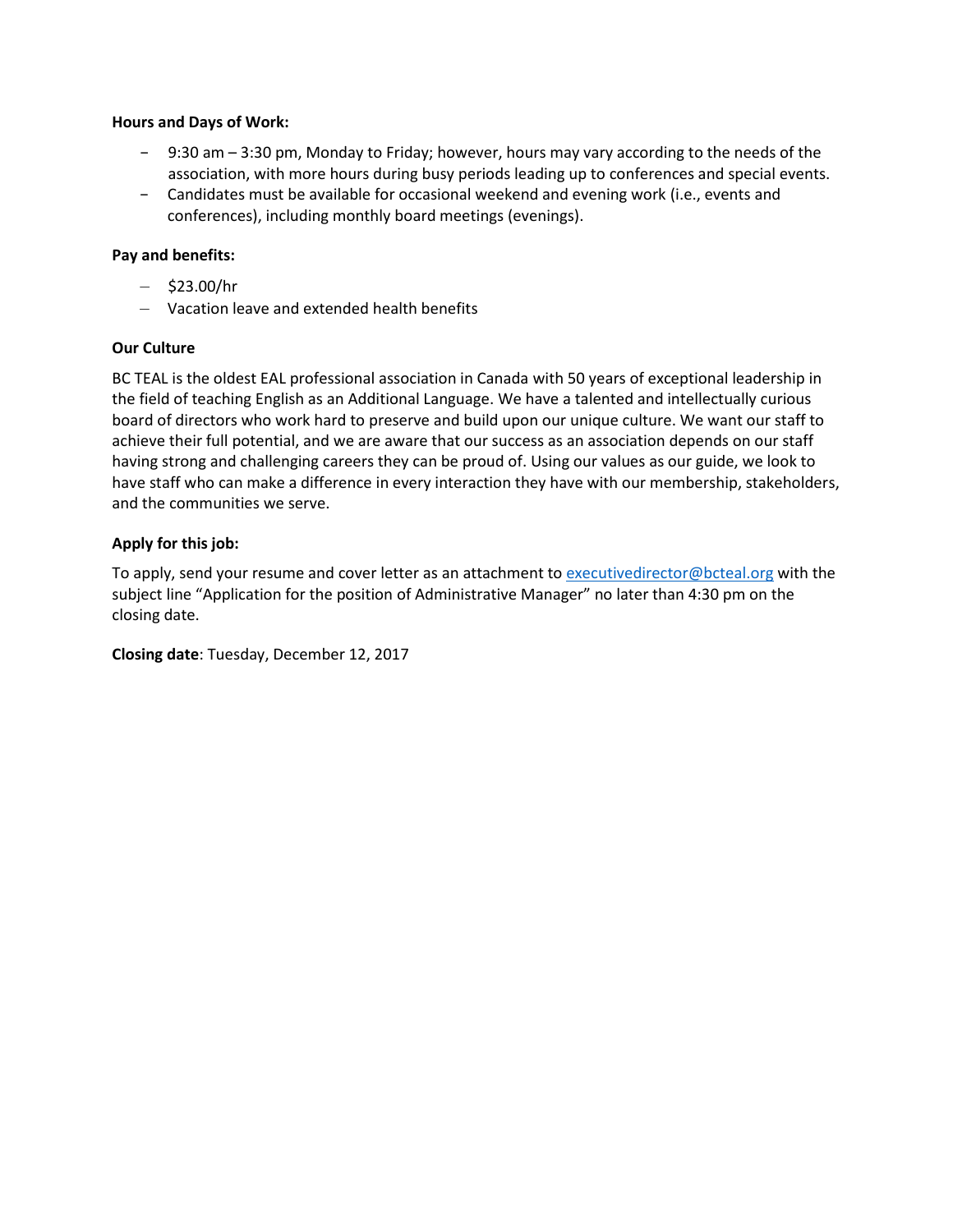**Hours and Days of Work:**

- 9:30 am – 3:30 pm, Monday to Friday; however, hours may vary according to the needs of the association, with more hours during busy periods leading up to conferences and special events.
- Candidates must be available for occasional weekend and evening work (i.e., events and conferences), including monthly board meetings (evenings).

**Pay and benefits:**

- $23.00/hr
- Vacation leave and extended health benefits

**Our Culture**

BC TEAL is the oldest EAL professional association in Canada with 50 years of exceptional leadership in the field of teaching English as an Additional Language. We have a talented and intellectually curious board of directors who work hard to preserve and build upon our unique culture. We want our staff to achieve their full potential, and we are aware that our success as an association depends on our staff having strong and challenging careers they can be proud of. Using our values as our guide, we look to have staff who can make a difference in every interaction they have with our membership, stakeholders, and the communities we serve.

**Apply for this job:**

To apply, send your resume and cover letter as an attachment to executivedirector@bcteal.org with the subject line "Application for the position of Administrative Manager" no later than 4:30 pm on the closing date.

**Closing date**: Tuesday, December 12, 2017